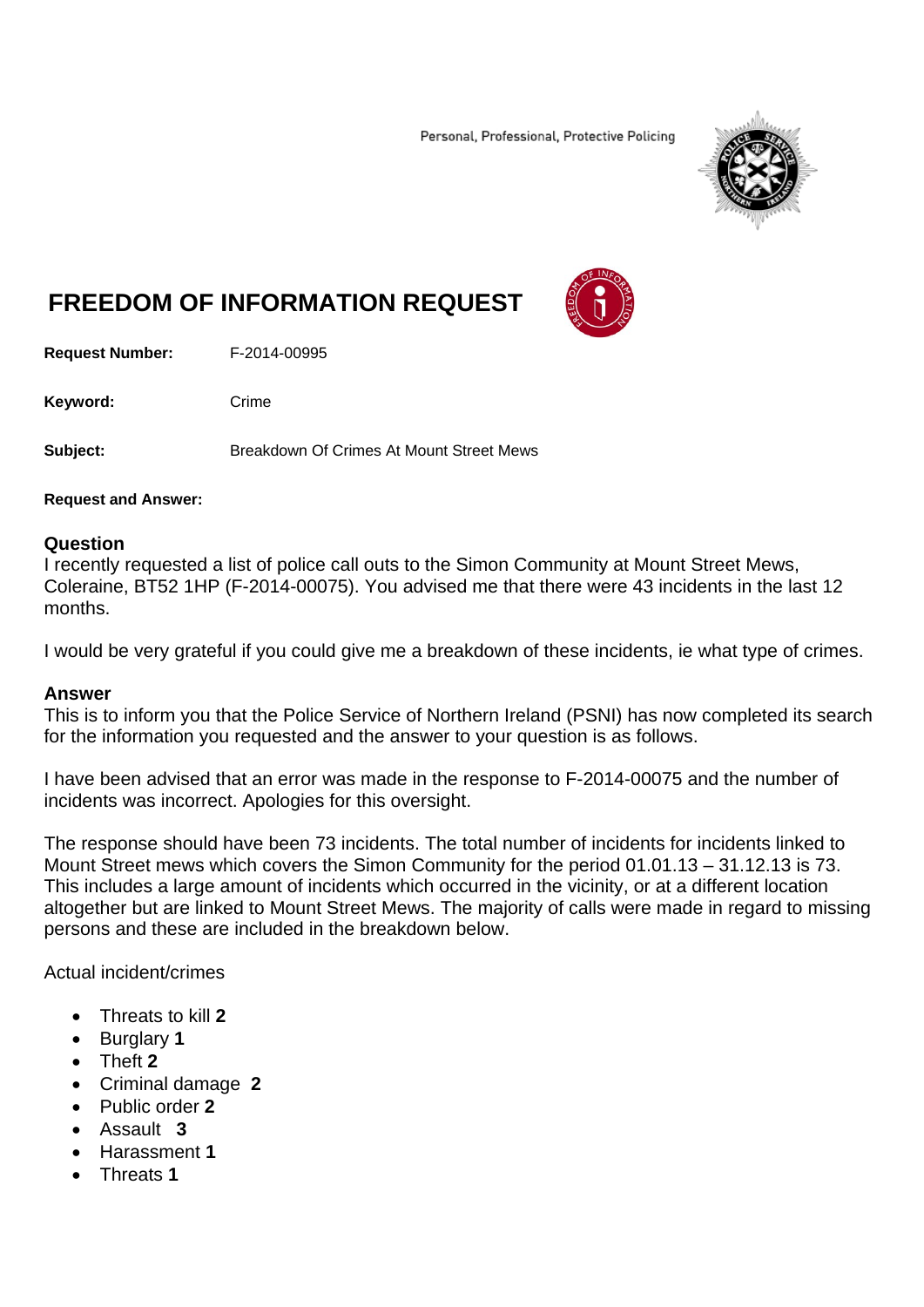Personal, Professional, Protective Policing

# FREEDOM OF INFORMATION REQUEST

**Request Number:** F-2014-00995

**Keyword:** Crime

**Subject:** Breakdown Of Crimes At Mount Street Mews

**Request and Answer:**

## Question

I recently requested a list of police call outs to the Simon Community at Mount Street Mews, Coleraine, BT52 1HP (F-2014-00075). You advised me that there were 43 incidents in the last 12 months.

I would be very grateful if you could give me a breakdown of these incidents, ie what type of crimes.

## Answer

This is to inform you that the Police Service of Northern Ireland (PSNI) has now completed its search for the information you requested and the answer to your question is as follows.

I have been advised that an error was made in the response to F-2014-00075 and the number of incidents was incorrect. Apologies for this oversight.

The response should have been 73 incidents. The total number of incidents for incidents linked to Mount Street mews which covers the Simon Community for the period 01.01.13 – 31.12.13 is 73. This includes a large amount of incidents which occurred in the vicinity, or at a different location altogether but are linked to Mount Street Mews. The majority of calls were made in regard to missing persons and these are included in the breakdown below.

Actual incident/crimes

- Threats to kill **2**
- Burglary **1**
- Theft **2**
- Criminal damage **2**
- Public order **2**
- Assault **3**
- Harassment **1**
- Threats **1**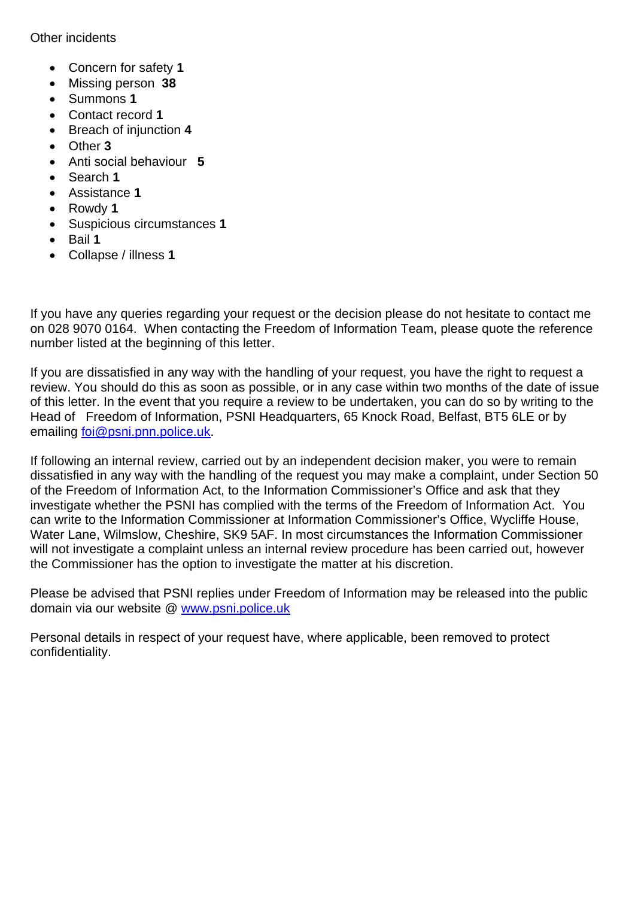Other incidents

- Concern for safety **1**
- Missing person **38**
- Summons **1**
- Contact record **1**
- Breach of injunction **4**
- Other **3**
- Anti social behaviour **5**
- Search **1**
- Assistance **1**
- Rowdy **1**
- Suspicious circumstances **1**
- Bail **1**
- Collapse / illness **1**

If you have any queries regarding your request or the decision please do not hesitate to contact me on 028 9070 0164. When contacting the Freedom of Information Team, please quote the reference number listed at the beginning of this letter.

If you are dissatisfied in any way with the handling of your request, you have the right to request a review. You should do this as soon as possible, or in any case within two months of the date of issue of this letter. In the event that you require a review to be undertaken, you can do so by writing to the Head of Freedom of Information, PSNI Headquarters, 65 Knock Road, Belfast, BT5 6LE or by emailing [foi@psni.pnn.police.uk](mailto:foi@psni.pnn.police.uk).

If following an internal review, carried out by an independent decision maker, you were to remain dissatisfied in any way with the handling of the request you may make a complaint, under Section 50 of the Freedom of Information Act, to the Information Commissioner's Office and ask that they investigate whether the PSNI has complied with the terms of the Freedom of Information Act. You can write to the Information Commissioner at Information Commissioner's Office, Wycliffe House, Water Lane, Wilmslow, Cheshire, SK9 5AF. In most circumstances the Information Commissioner will not investigate a complaint unless an internal review procedure has been carried out, however the Commissioner has the option to investigate the matter at his discretion.

Please be advised that PSNI replies under Freedom of Information may be released into the public domain via our website @ [www.psni.police.uk](http://www.psni.police.uk)

Personal details in respect of your request have, where applicable, been removed to protect confidentiality.